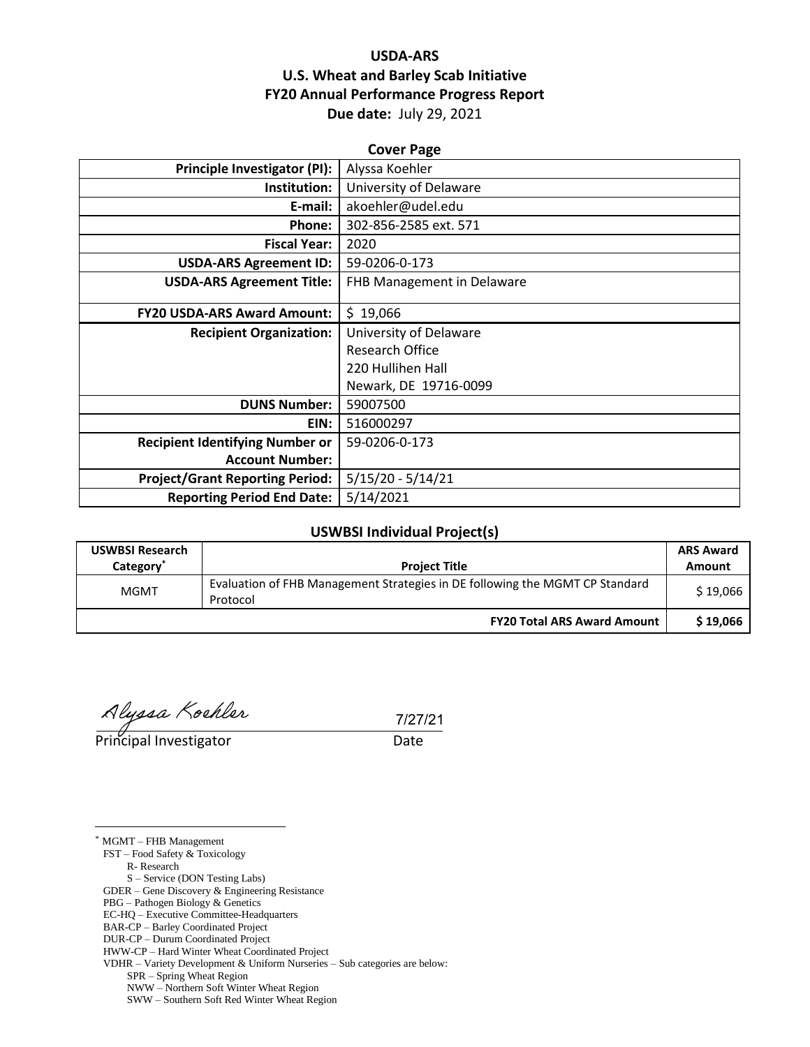# USDA-ARS
# U.S. Wheat and Barley Scab Initiative
# FY20 Annual Performance Progress Report

**Due date:** July 29, 2021

## Cover Page

| | |
|---|---|
| **Principle Investigator (PI):** | Alyssa Koehler |
| **Institution:** | University of Delaware |
| **E-mail:** | akoehler@udel.edu |
| **Phone:** | 302-856-2585 ext. 571 |
| **Fiscal Year:** | 2020 |
| **USDA-ARS Agreement ID:** | 59-0206-0-173 |
| **USDA-ARS Agreement Title:** | FHB Management in Delaware |
| **FY20 USDA-ARS Award Amount:** | $ 19,066 |
| **Recipient Organization:** | University of Delaware<br>Research Office<br>220 Hullihen Hall<br>Newark, DE 19716-0099 |
| **DUNS Number:** | 59007500 |
| **EIN:** | 516000297 |
| **Recipient Identifying Number or Account Number:** | 59-0206-0-173 |
| **Project/Grant Reporting Period:** | 5/15/20 - 5/14/21 |
| **Reporting Period End Date:** | 5/14/2021 |

## USWBSI Individual Project(s)

| USWBSI Research Category* | Project Title | ARS Award Amount |
|---|---|---|
| MGMT | Evaluation of FHB Management Strategies in DE following the MGMT CP Standard Protocol | $ 19,066 |
| | **FY20 Total ARS Award Amount** | **$ 19,066** |

Alyssa Koehler 7/27/21

Principal Investigator Date

* MGMT – FHB Management
FST – Food Safety & Toxicology
R- Research
S – Service (DON Testing Labs)
GDER – Gene Discovery & Engineering Resistance
PBG – Pathogen Biology & Genetics
EC-HQ – Executive Committee-Headquarters
BAR-CP – Barley Coordinated Project
DUR-CP – Durum Coordinated Project
HWW-CP – Hard Winter Wheat Coordinated Project
VDHR – Variety Development & Uniform Nurseries – Sub categories are below:
SPR – Spring Wheat Region
NWW – Northern Soft Winter Wheat Region
SWW – Southern Soft Red Winter Wheat Region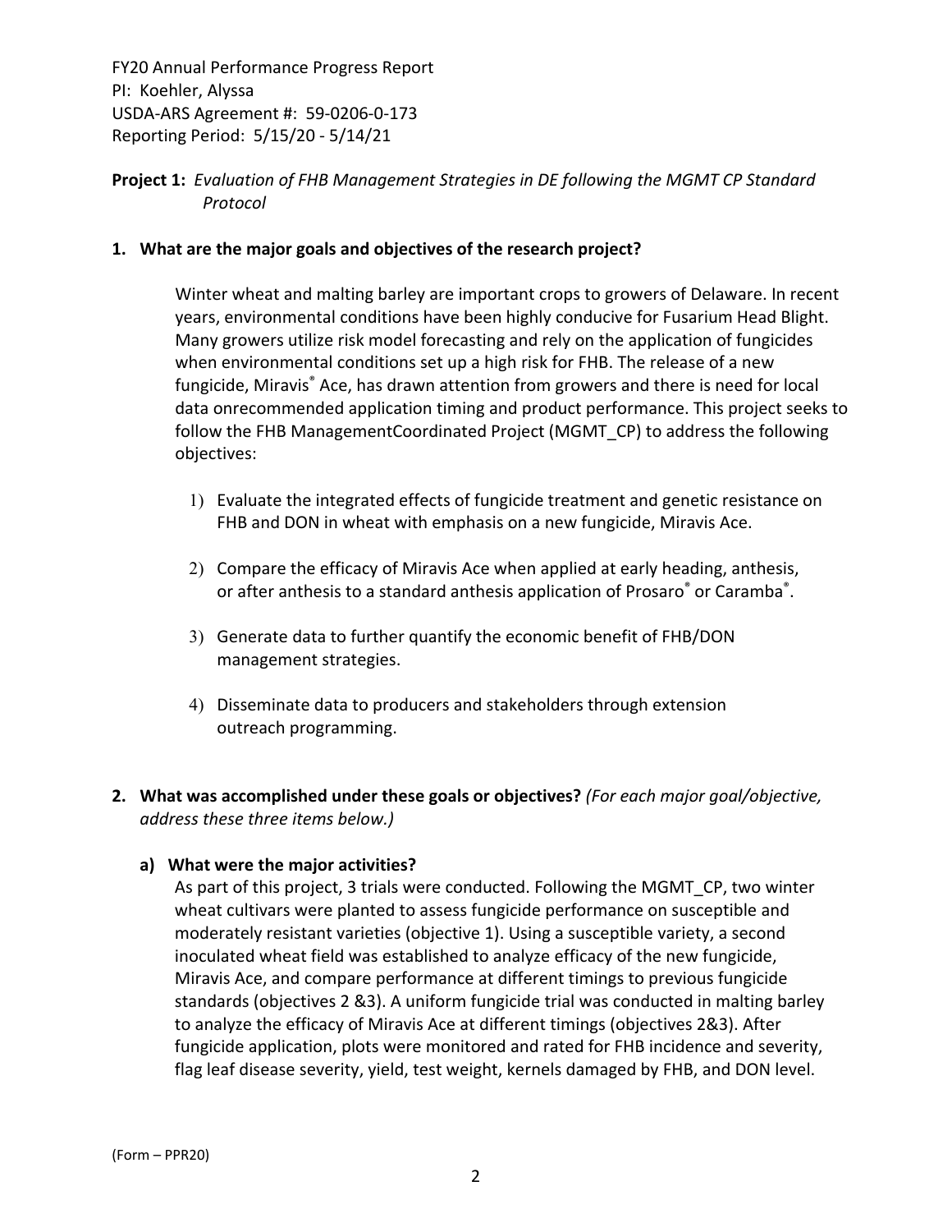FY20 Annual Performance Progress Report
PI: Koehler, Alyssa
USDA-ARS Agreement #: 59-0206-0-173
Reporting Period: 5/15/20 - 5/14/21

**Project 1:** *Evaluation of FHB Management Strategies in DE following the MGMT CP Standard Protocol*

**1. What are the major goals and objectives of the research project?**

Winter wheat and malting barley are important crops to growers of Delaware. In recent years, environmental conditions have been highly conducive for Fusarium Head Blight. Many growers utilize risk model forecasting and rely on the application of fungicides when environmental conditions set up a high risk for FHB. The release of a new fungicide, Miravis® Ace, has drawn attention from growers and there is need for local data onrecommended application timing and product performance. This project seeks to follow the FHB ManagementCoordinated Project (MGMT_CP) to address the following objectives:

1) Evaluate the integrated effects of fungicide treatment and genetic resistance on FHB and DON in wheat with emphasis on a new fungicide, Miravis Ace.

2) Compare the efficacy of Miravis Ace when applied at early heading, anthesis, or after anthesis to a standard anthesis application of Prosaro® or Caramba®.

3) Generate data to further quantify the economic benefit of FHB/DON management strategies.

4) Disseminate data to producers and stakeholders through extension outreach programming.

**2. What was accomplished under these goals or objectives?** *(For each major goal/objective, address these three items below.)*

**a) What were the major activities?**

As part of this project, 3 trials were conducted. Following the MGMT_CP, two winter wheat cultivars were planted to assess fungicide performance on susceptible and moderately resistant varieties (objective 1). Using a susceptible variety, a second inoculated wheat field was established to analyze efficacy of the new fungicide, Miravis Ace, and compare performance at different timings to previous fungicide standards (objectives 2 &3). A uniform fungicide trial was conducted in malting barley to analyze the efficacy of Miravis Ace at different timings (objectives 2&3). After fungicide application, plots were monitored and rated for FHB incidence and severity, flag leaf disease severity, yield, test weight, kernels damaged by FHB, and DON level.

(Form – PPR20)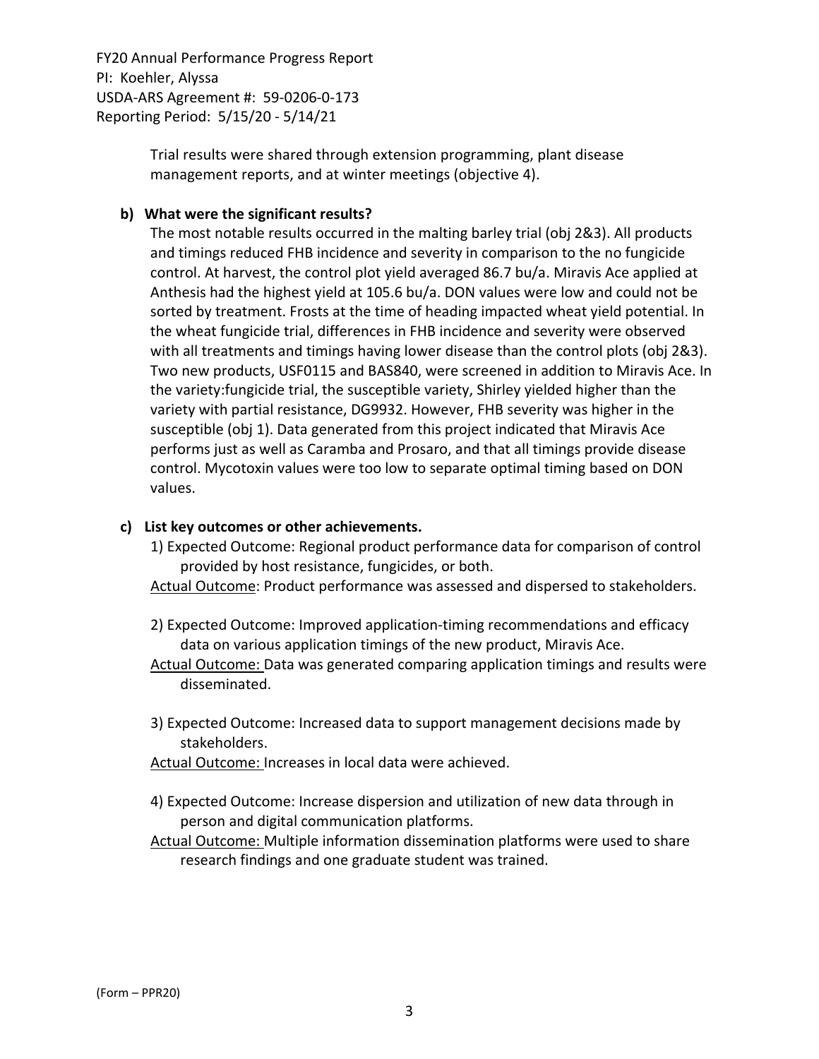Trial results were shared through extension programming, plant disease management reports, and at winter meetings (objective 4).

**b) What were the significant results?**

The most notable results occurred in the malting barley trial (obj 2&3). All products and timings reduced FHB incidence and severity in comparison to the no fungicide control. At harvest, the control plot yield averaged 86.7 bu/a. Miravis Ace applied at Anthesis had the highest yield at 105.6 bu/a. DON values were low and could not be sorted by treatment. Frosts at the time of heading impacted wheat yield potential. In the wheat fungicide trial, differences in FHB incidence and severity were observed with all treatments and timings having lower disease than the control plots (obj 2&3). Two new products, USF0115 and BAS840, were screened in addition to Miravis Ace. In the variety:fungicide trial, the susceptible variety, Shirley yielded higher than the variety with partial resistance, DG9932. However, FHB severity was higher in the susceptible (obj 1). Data generated from this project indicated that Miravis Ace performs just as well as Caramba and Prosaro, and that all timings provide disease control. Mycotoxin values were too low to separate optimal timing based on DON values.

**c) List key outcomes or other achievements.**

1) Expected Outcome: Regional product performance data for comparison of control provided by host resistance, fungicides, or both.

<u>Actual Outcome</u>: Product performance was assessed and dispersed to stakeholders.

2) Expected Outcome: Improved application-timing recommendations and efficacy data on various application timings of the new product, Miravis Ace.

<u>Actual Outcome:</u> Data was generated comparing application timings and results were disseminated.

3) Expected Outcome: Increased data to support management decisions made by stakeholders.

<u>Actual Outcome:</u> Increases in local data were achieved.

4) Expected Outcome: Increase dispersion and utilization of new data through in person and digital communication platforms.

<u>Actual Outcome:</u> Multiple information dissemination platforms were used to share research findings and one graduate student was trained.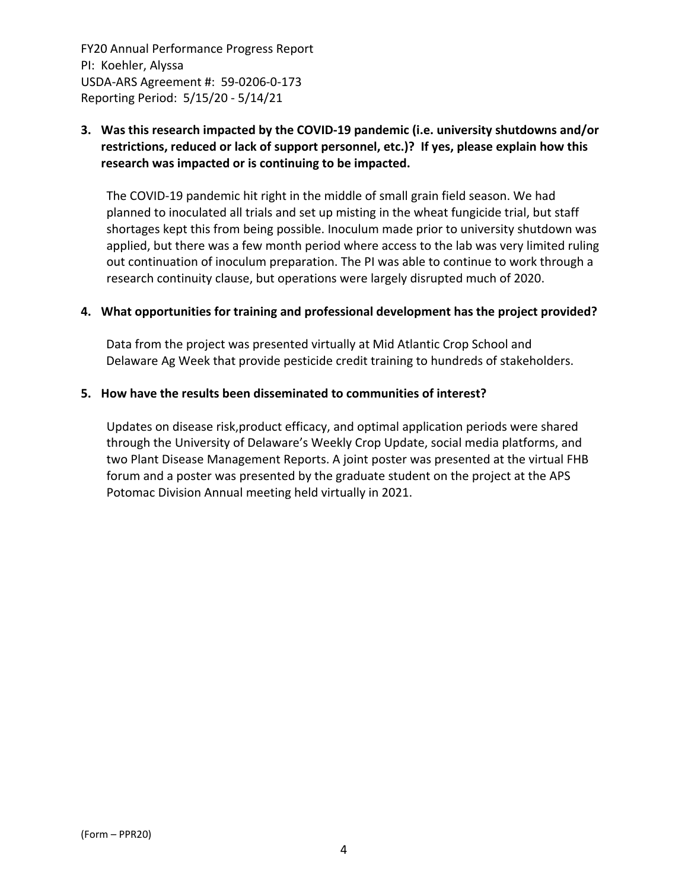**3. Was this research impacted by the COVID-19 pandemic (i.e. university shutdowns and/or restrictions, reduced or lack of support personnel, etc.)? If yes, please explain how this research was impacted or is continuing to be impacted.**

The COVID-19 pandemic hit right in the middle of small grain field season. We had planned to inoculated all trials and set up misting in the wheat fungicide trial, but staff shortages kept this from being possible. Inoculum made prior to university shutdown was applied, but there was a few month period where access to the lab was very limited ruling out continuation of inoculum preparation. The PI was able to continue to work through a research continuity clause, but operations were largely disrupted much of 2020.

**4. What opportunities for training and professional development has the project provided?**

Data from the project was presented virtually at Mid Atlantic Crop School and Delaware Ag Week that provide pesticide credit training to hundreds of stakeholders.

**5. How have the results been disseminated to communities of interest?**

Updates on disease risk,product efficacy, and optimal application periods were shared through the University of Delaware's Weekly Crop Update, social media platforms, and two Plant Disease Management Reports. A joint poster was presented at the virtual FHB forum and a poster was presented by the graduate student on the project at the APS Potomac Division Annual meeting held virtually in 2021.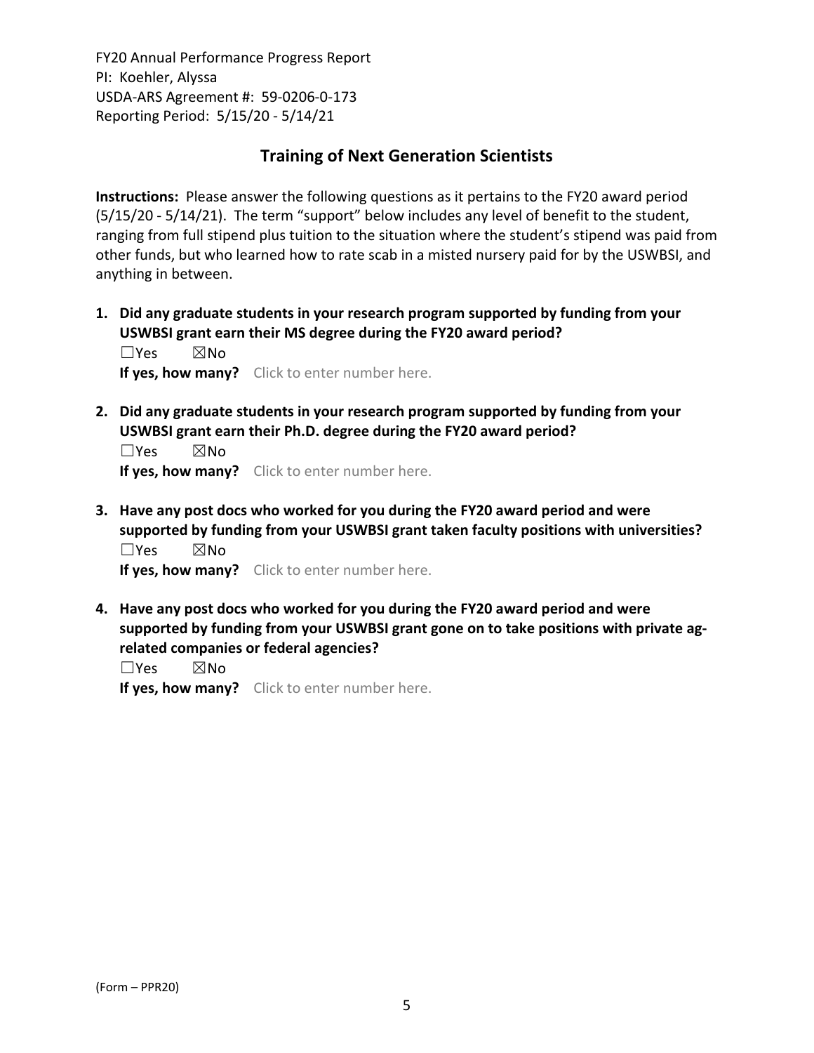## Training of Next Generation Scientists

**Instructions:** Please answer the following questions as it pertains to the FY20 award period (5/15/20 - 5/14/21). The term "support" below includes any level of benefit to the student, ranging from full stipend plus tuition to the situation where the student's stipend was paid from other funds, but who learned how to rate scab in a misted nursery paid for by the USWBSI, and anything in between.

1. **Did any graduate students in your research program supported by funding from your USWBSI grant earn their MS degree during the FY20 award period?**
   ☐Yes ☒No
   **If yes, how many?** Click to enter number here.

2. **Did any graduate students in your research program supported by funding from your USWBSI grant earn their Ph.D. degree during the FY20 award period?**
   ☐Yes ☒No
   **If yes, how many?** Click to enter number here.

3. **Have any post docs who worked for you during the FY20 award period and were supported by funding from your USWBSI grant taken faculty positions with universities?**
   ☐Yes ☒No
   **If yes, how many?** Click to enter number here.

4. **Have any post docs who worked for you during the FY20 award period and were supported by funding from your USWBSI grant gone on to take positions with private ag-related companies or federal agencies?**
   ☐Yes ☒No
   **If yes, how many?** Click to enter number here.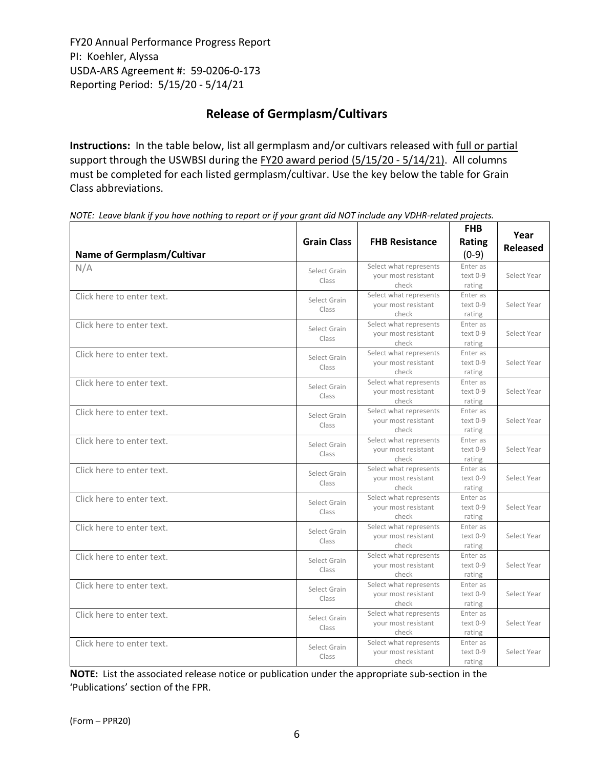FY20 Annual Performance Progress Report
PI: Koehler, Alyssa
USDA-ARS Agreement #: 59-0206-0-173
Reporting Period: 5/15/20 - 5/14/21

## Release of Germplasm/Cultivars

**Instructions:** In the table below, list all germplasm and/or cultivars released with full or partial support through the USWBSI during the FY20 award period (5/15/20 - 5/14/21). All columns must be completed for each listed germplasm/cultivar. Use the key below the table for Grain Class abbreviations.

*NOTE: Leave blank if you have nothing to report or if your grant did NOT include any VDHR-related projects.*

| Name of Germplasm/Cultivar | Grain Class | FHB Resistance | FHB Rating (0-9) | Year Released |
|---|---|---|---|---|
| N/A | Select Grain Class | Select what represents your most resistant check | Enter as text 0-9 rating | Select Year |
| Click here to enter text. | Select Grain Class | Select what represents your most resistant check | Enter as text 0-9 rating | Select Year |
| Click here to enter text. | Select Grain Class | Select what represents your most resistant check | Enter as text 0-9 rating | Select Year |
| Click here to enter text. | Select Grain Class | Select what represents your most resistant check | Enter as text 0-9 rating | Select Year |
| Click here to enter text. | Select Grain Class | Select what represents your most resistant check | Enter as text 0-9 rating | Select Year |
| Click here to enter text. | Select Grain Class | Select what represents your most resistant check | Enter as text 0-9 rating | Select Year |
| Click here to enter text. | Select Grain Class | Select what represents your most resistant check | Enter as text 0-9 rating | Select Year |
| Click here to enter text. | Select Grain Class | Select what represents your most resistant check | Enter as text 0-9 rating | Select Year |
| Click here to enter text. | Select Grain Class | Select what represents your most resistant check | Enter as text 0-9 rating | Select Year |
| Click here to enter text. | Select Grain Class | Select what represents your most resistant check | Enter as text 0-9 rating | Select Year |
| Click here to enter text. | Select Grain Class | Select what represents your most resistant check | Enter as text 0-9 rating | Select Year |
| Click here to enter text. | Select Grain Class | Select what represents your most resistant check | Enter as text 0-9 rating | Select Year |
| Click here to enter text. | Select Grain Class | Select what represents your most resistant check | Enter as text 0-9 rating | Select Year |
| Click here to enter text. | Select Grain Class | Select what represents your most resistant check | Enter as text 0-9 rating | Select Year |

**NOTE:** List the associated release notice or publication under the appropriate sub-section in the 'Publications' section of the FPR.

(Form – PPR20)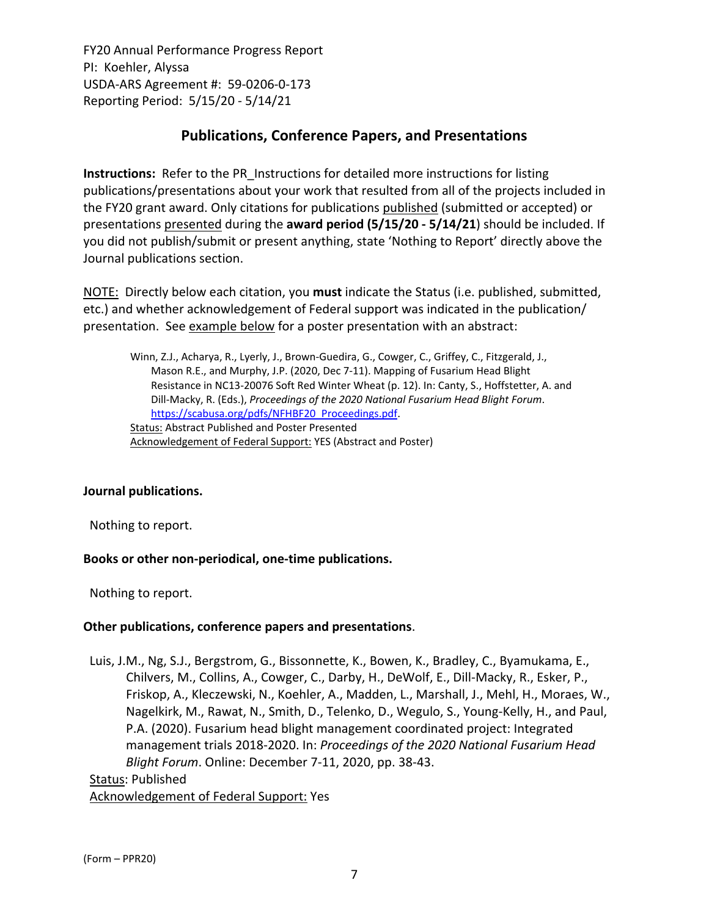FY20 Annual Performance Progress Report
PI: Koehler, Alyssa
USDA-ARS Agreement #: 59-0206-0-173
Reporting Period: 5/15/20 - 5/14/21

## Publications, Conference Papers, and Presentations

**Instructions:** Refer to the PR_Instructions for detailed more instructions for listing publications/presentations about your work that resulted from all of the projects included in the FY20 grant award. Only citations for publications published (submitted or accepted) or presentations presented during the **award period (5/15/20 - 5/14/21**) should be included. If you did not publish/submit or present anything, state 'Nothing to Report' directly above the Journal publications section.

NOTE: Directly below each citation, you **must** indicate the Status (i.e. published, submitted, etc.) and whether acknowledgement of Federal support was indicated in the publication/ presentation. See example below for a poster presentation with an abstract:

> Winn, Z.J., Acharya, R., Lyerly, J., Brown-Guedira, G., Cowger, C., Griffey, C., Fitzgerald, J., Mason R.E., and Murphy, J.P. (2020, Dec 7-11). Mapping of Fusarium Head Blight Resistance in NC13-20076 Soft Red Winter Wheat (p. 12). In: Canty, S., Hoffstetter, A. and Dill-Macky, R. (Eds.), *Proceedings of the 2020 National Fusarium Head Blight Forum*. https://scabusa.org/pdfs/NFHBF20_Proceedings.pdf.
> Status: Abstract Published and Poster Presented
> Acknowledgement of Federal Support: YES (Abstract and Poster)

**Journal publications.**

Nothing to report.

**Books or other non-periodical, one-time publications.**

Nothing to report.

**Other publications, conference papers and presentations**.

Luis, J.M., Ng, S.J., Bergstrom, G., Bissonnette, K., Bowen, K., Bradley, C., Byamukama, E., Chilvers, M., Collins, A., Cowger, C., Darby, H., DeWolf, E., Dill-Macky, R., Esker, P., Friskop, A., Kleczewski, N., Koehler, A., Madden, L., Marshall, J., Mehl, H., Moraes, W., Nagelkirk, M., Rawat, N., Smith, D., Telenko, D., Wegulo, S., Young-Kelly, H., and Paul, P.A. (2020). Fusarium head blight management coordinated project: Integrated management trials 2018-2020. In: *Proceedings of the 2020 National Fusarium Head Blight Forum*. Online: December 7-11, 2020, pp. 38-43.
Status: Published
Acknowledgement of Federal Support: Yes

(Form – PPR20)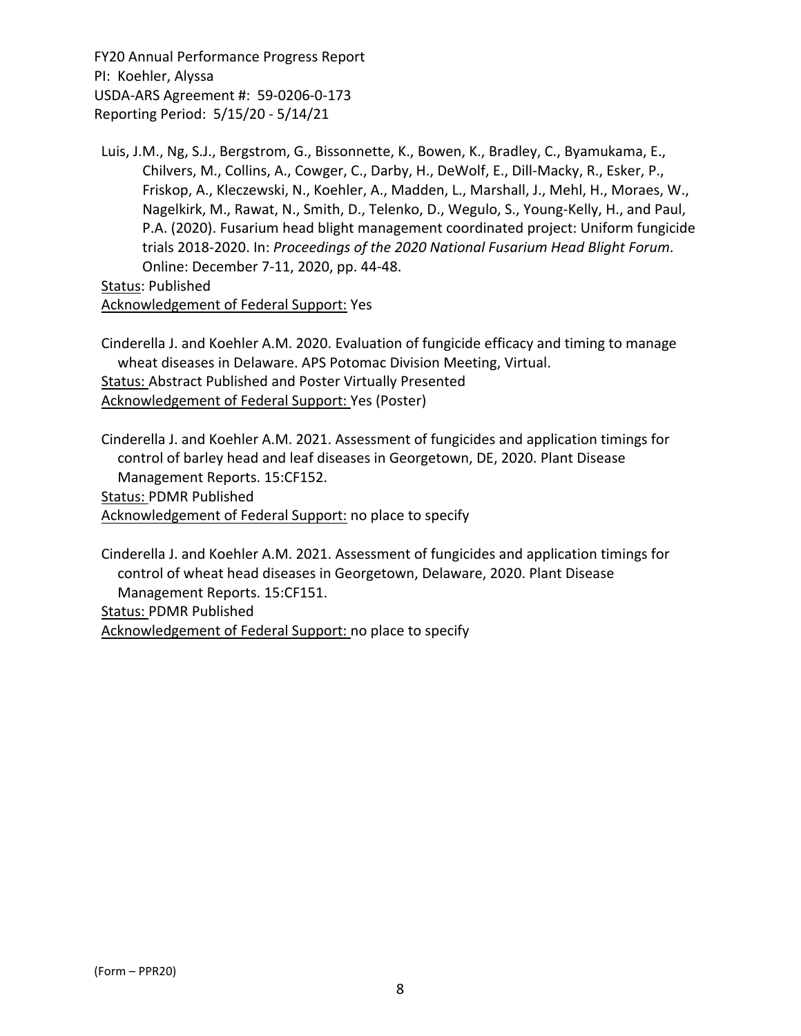Luis, J.M., Ng, S.J., Bergstrom, G., Bissonnette, K., Bowen, K., Bradley, C., Byamukama, E., Chilvers, M., Collins, A., Cowger, C., Darby, H., DeWolf, E., Dill-Macky, R., Esker, P., Friskop, A., Kleczewski, N., Koehler, A., Madden, L., Marshall, J., Mehl, H., Moraes, W., Nagelkirk, M., Rawat, N., Smith, D., Telenko, D., Wegulo, S., Young-Kelly, H., and Paul, P.A. (2020). Fusarium head blight management coordinated project: Uniform fungicide trials 2018-2020. In: *Proceedings of the 2020 National Fusarium Head Blight Forum*. Online: December 7-11, 2020, pp. 44-48.
<u>Status</u>: Published
<u>Acknowledgement of Federal Support:</u> Yes

Cinderella J. and Koehler A.M. 2020. Evaluation of fungicide efficacy and timing to manage wheat diseases in Delaware. APS Potomac Division Meeting, Virtual.
<u>Status:</u> Abstract Published and Poster Virtually Presented
<u>Acknowledgement of Federal Support:</u> Yes (Poster)

Cinderella J. and Koehler A.M. 2021. Assessment of fungicides and application timings for control of barley head and leaf diseases in Georgetown, DE, 2020. Plant Disease Management Reports. 15:CF152.
<u>Status:</u> PDMR Published
<u>Acknowledgement of Federal Support:</u> no place to specify

Cinderella J. and Koehler A.M. 2021. Assessment of fungicides and application timings for control of wheat head diseases in Georgetown, Delaware, 2020. Plant Disease Management Reports. 15:CF151.
<u>Status:</u> PDMR Published
<u>Acknowledgement of Federal Support:</u> no place to specify